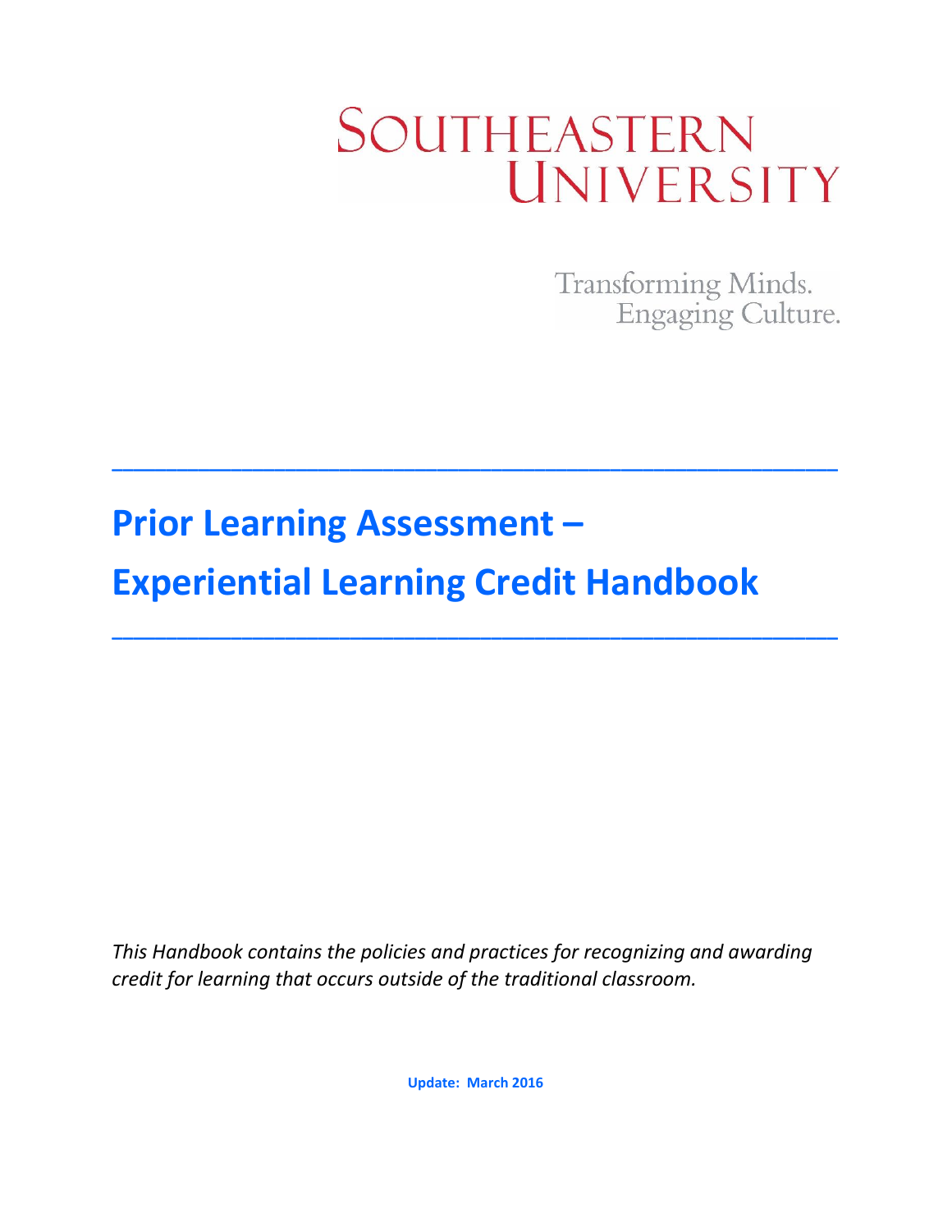SOUTHEASTERN
UNIVERSITY

Transforming Minds.
Engaging Culture.

# Prior Learning Assessment –
# Experiential Learning Credit Handbook

*This Handbook contains the policies and practices for recognizing and awarding credit for learning that occurs outside of the traditional classroom.*

**Update: March 2016**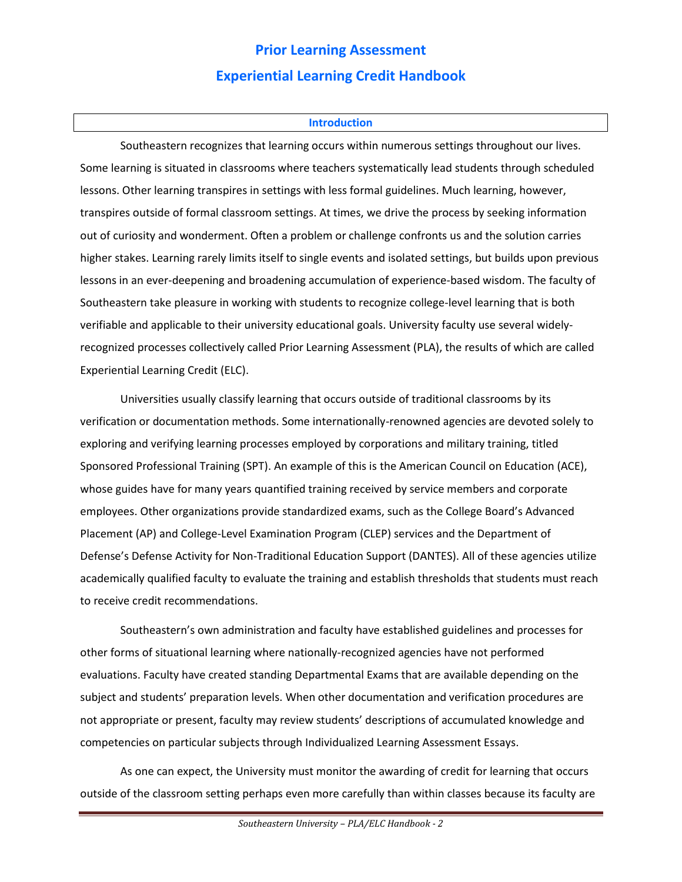# Prior Learning Assessment

# Experiential Learning Credit Handbook

## Introduction

Southeastern recognizes that learning occurs within numerous settings throughout our lives. Some learning is situated in classrooms where teachers systematically lead students through scheduled lessons. Other learning transpires in settings with less formal guidelines. Much learning, however, transpires outside of formal classroom settings. At times, we drive the process by seeking information out of curiosity and wonderment. Often a problem or challenge confronts us and the solution carries higher stakes. Learning rarely limits itself to single events and isolated settings, but builds upon previous lessons in an ever-deepening and broadening accumulation of experience-based wisdom. The faculty of Southeastern take pleasure in working with students to recognize college-level learning that is both verifiable and applicable to their university educational goals. University faculty use several widely-recognized processes collectively called Prior Learning Assessment (PLA), the results of which are called Experiential Learning Credit (ELC).

Universities usually classify learning that occurs outside of traditional classrooms by its verification or documentation methods. Some internationally-renowned agencies are devoted solely to exploring and verifying learning processes employed by corporations and military training, titled Sponsored Professional Training (SPT). An example of this is the American Council on Education (ACE), whose guides have for many years quantified training received by service members and corporate employees. Other organizations provide standardized exams, such as the College Board's Advanced Placement (AP) and College-Level Examination Program (CLEP) services and the Department of Defense's Defense Activity for Non-Traditional Education Support (DANTES). All of these agencies utilize academically qualified faculty to evaluate the training and establish thresholds that students must reach to receive credit recommendations.

Southeastern's own administration and faculty have established guidelines and processes for other forms of situational learning where nationally-recognized agencies have not performed evaluations. Faculty have created standing Departmental Exams that are available depending on the subject and students' preparation levels. When other documentation and verification procedures are not appropriate or present, faculty may review students' descriptions of accumulated knowledge and competencies on particular subjects through Individualized Learning Assessment Essays.

As one can expect, the University must monitor the awarding of credit for learning that occurs outside of the classroom setting perhaps even more carefully than within classes because its faculty are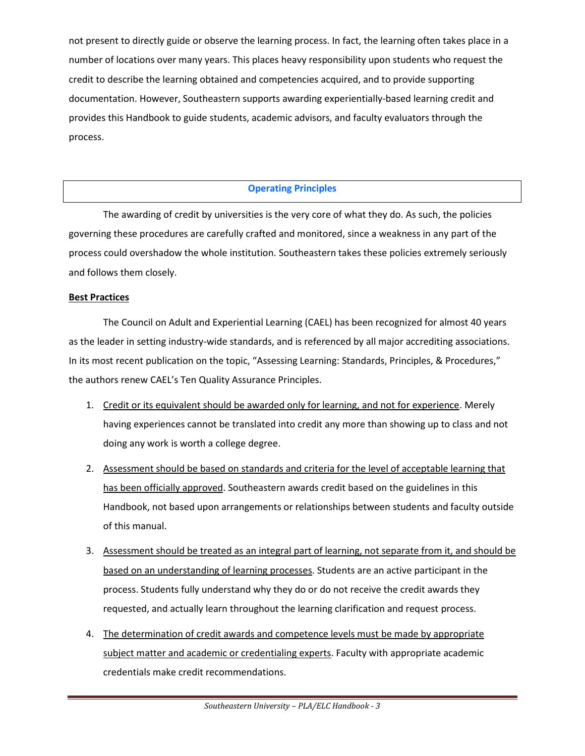not present to directly guide or observe the learning process. In fact, the learning often takes place in a number of locations over many years. This places heavy responsibility upon students who request the credit to describe the learning obtained and competencies acquired, and to provide supporting documentation. However, Southeastern supports awarding experientially-based learning credit and provides this Handbook to guide students, academic advisors, and faculty evaluators through the process.

## Operating Principles

The awarding of credit by universities is the very core of what they do. As such, the policies governing these procedures are carefully crafted and monitored, since a weakness in any part of the process could overshadow the whole institution. Southeastern takes these policies extremely seriously and follows them closely.

**Best Practices**

The Council on Adult and Experiential Learning (CAEL) has been recognized for almost 40 years as the leader in setting industry-wide standards, and is referenced by all major accrediting associations. In its most recent publication on the topic, "Assessing Learning: Standards, Principles, & Procedures," the authors renew CAEL's Ten Quality Assurance Principles.

1. <u>Credit or its equivalent should be awarded only for learning, and not for experience</u>. Merely having experiences cannot be translated into credit any more than showing up to class and not doing any work is worth a college degree.
2. <u>Assessment should be based on standards and criteria for the level of acceptable learning that has been officially approved</u>. Southeastern awards credit based on the guidelines in this Handbook, not based upon arrangements or relationships between students and faculty outside of this manual.
3. <u>Assessment should be treated as an integral part of learning, not separate from it, and should be based on an understanding of learning processes</u>. Students are an active participant in the process. Students fully understand why they do or do not receive the credit awards they requested, and actually learn throughout the learning clarification and request process.
4. <u>The determination of credit awards and competence levels must be made by appropriate subject matter and academic or credentialing experts</u>. Faculty with appropriate academic credentials make credit recommendations.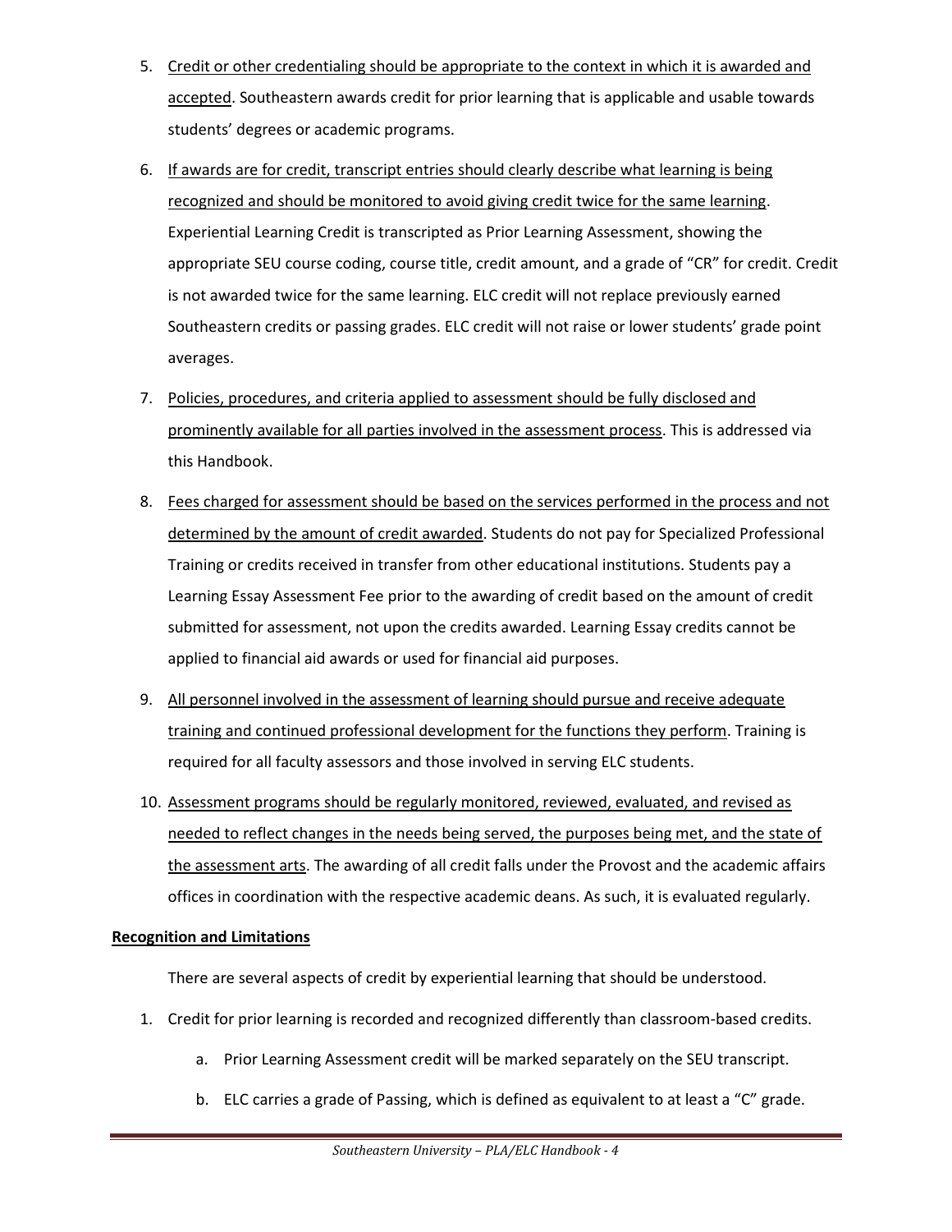5. Credit or other credentialing should be appropriate to the context in which it is awarded and accepted. Southeastern awards credit for prior learning that is applicable and usable towards students' degrees or academic programs.

6. If awards are for credit, transcript entries should clearly describe what learning is being recognized and should be monitored to avoid giving credit twice for the same learning. Experiential Learning Credit is transcripted as Prior Learning Assessment, showing the appropriate SEU course coding, course title, credit amount, and a grade of "CR" for credit. Credit is not awarded twice for the same learning. ELC credit will not replace previously earned Southeastern credits or passing grades. ELC credit will not raise or lower students' grade point averages.

7. Policies, procedures, and criteria applied to assessment should be fully disclosed and prominently available for all parties involved in the assessment process. This is addressed via this Handbook.

8. Fees charged for assessment should be based on the services performed in the process and not determined by the amount of credit awarded. Students do not pay for Specialized Professional Training or credits received in transfer from other educational institutions. Students pay a Learning Essay Assessment Fee prior to the awarding of credit based on the amount of credit submitted for assessment, not upon the credits awarded. Learning Essay credits cannot be applied to financial aid awards or used for financial aid purposes.

9. All personnel involved in the assessment of learning should pursue and receive adequate training and continued professional development for the functions they perform. Training is required for all faculty assessors and those involved in serving ELC students.

10. Assessment programs should be regularly monitored, reviewed, evaluated, and revised as needed to reflect changes in the needs being served, the purposes being met, and the state of the assessment arts. The awarding of all credit falls under the Provost and the academic affairs offices in coordination with the respective academic deans. As such, it is evaluated regularly.

**Recognition and Limitations**

There are several aspects of credit by experiential learning that should be understood.

1. Credit for prior learning is recorded and recognized differently than classroom-based credits.
   a. Prior Learning Assessment credit will be marked separately on the SEU transcript.
   b. ELC carries a grade of Passing, which is defined as equivalent to at least a "C" grade.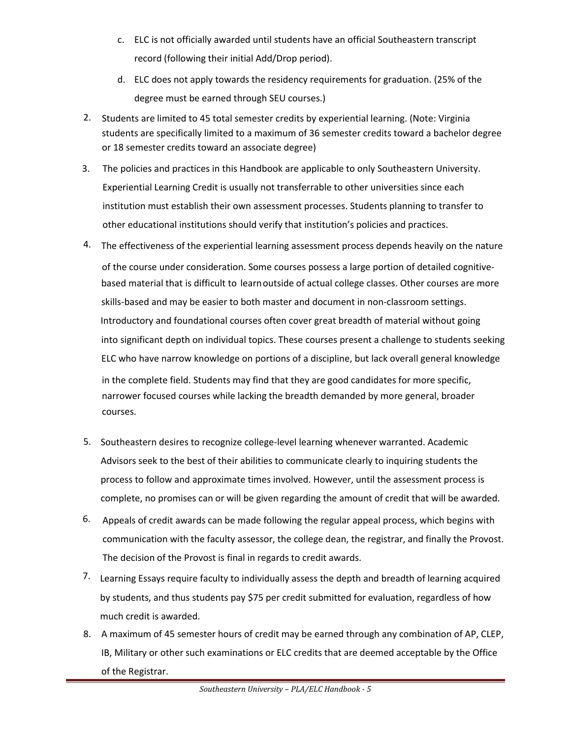c. ELC is not officially awarded until students have an official Southeastern transcript record (following their initial Add/Drop period).

   d. ELC does not apply towards the residency requirements for graduation. (25% of the degree must be earned through SEU courses.)

2. Students are limited to 45 total semester credits by experiential learning. (Note: Virginia students are specifically limited to a maximum of 36 semester credits toward a bachelor degree or 18 semester credits toward an associate degree)

3. The policies and practices in this Handbook are applicable to only Southeastern University. Experiential Learning Credit is usually not transferrable to other universities since each institution must establish their own assessment processes. Students planning to transfer to other educational institutions should verify that institution's policies and practices.

4. The effectiveness of the experiential learning assessment process depends heavily on the nature of the course under consideration. Some courses possess a large portion of detailed cognitive-based material that is difficult to learn outside of actual college classes. Other courses are more skills-based and may be easier to both master and document in non-classroom settings. Introductory and foundational courses often cover great breadth of material without going into significant depth on individual topics. These courses present a challenge to students seeking ELC who have narrow knowledge on portions of a discipline, but lack overall general knowledge in the complete field. Students may find that they are good candidates for more specific, narrower focused courses while lacking the breadth demanded by more general, broader courses.

5. Southeastern desires to recognize college-level learning whenever warranted. Academic Advisors seek to the best of their abilities to communicate clearly to inquiring students the process to follow and approximate times involved. However, until the assessment process is complete, no promises can or will be given regarding the amount of credit that will be awarded.

6. Appeals of credit awards can be made following the regular appeal process, which begins with communication with the faculty assessor, the college dean, the registrar, and finally the Provost. The decision of the Provost is final in regards to credit awards.

7. Learning Essays require faculty to individually assess the depth and breadth of learning acquired by students, and thus students pay $75 per credit submitted for evaluation, regardless of how much credit is awarded.

8. A maximum of 45 semester hours of credit may be earned through any combination of AP, CLEP, IB, Military or other such examinations or ELC credits that are deemed acceptable by the Office of the Registrar.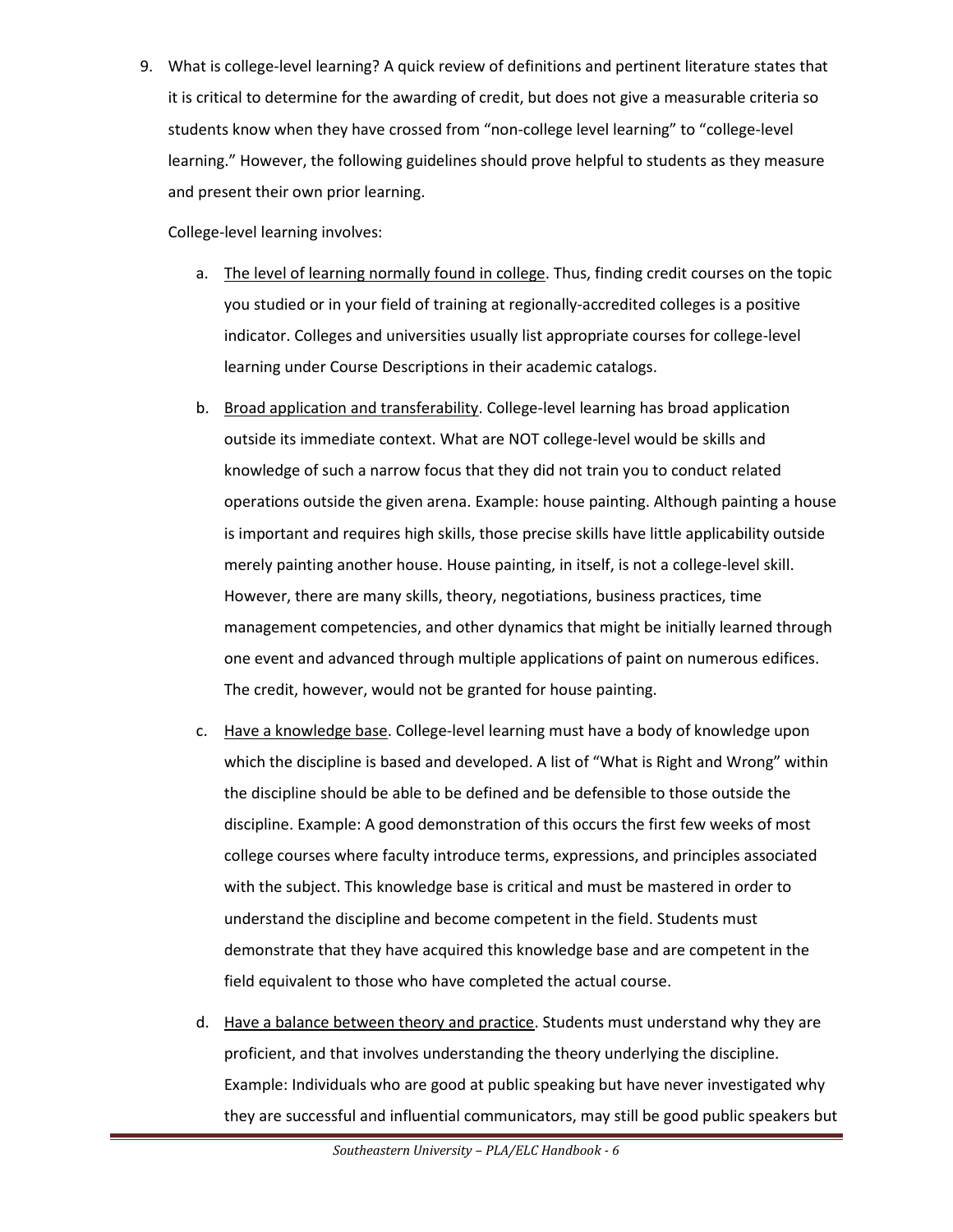9. What is college-level learning? A quick review of definitions and pertinent literature states that it is critical to determine for the awarding of credit, but does not give a measurable criteria so students know when they have crossed from "non-college level learning" to "college-level learning." However, the following guidelines should prove helpful to students as they measure and present their own prior learning.

   College-level learning involves:

   a. <u>The level of learning normally found in college</u>. Thus, finding credit courses on the topic you studied or in your field of training at regionally-accredited colleges is a positive indicator. Colleges and universities usually list appropriate courses for college-level learning under Course Descriptions in their academic catalogs.

   b. <u>Broad application and transferability</u>. College-level learning has broad application outside its immediate context. What are NOT college-level would be skills and knowledge of such a narrow focus that they did not train you to conduct related operations outside the given arena. Example: house painting. Although painting a house is important and requires high skills, those precise skills have little applicability outside merely painting another house. House painting, in itself, is not a college-level skill. However, there are many skills, theory, negotiations, business practices, time management competencies, and other dynamics that might be initially learned through one event and advanced through multiple applications of paint on numerous edifices. The credit, however, would not be granted for house painting.

   c. <u>Have a knowledge base</u>. College-level learning must have a body of knowledge upon which the discipline is based and developed. A list of "What is Right and Wrong" within the discipline should be able to be defined and be defensible to those outside the discipline. Example: A good demonstration of this occurs the first few weeks of most college courses where faculty introduce terms, expressions, and principles associated with the subject. This knowledge base is critical and must be mastered in order to understand the discipline and become competent in the field. Students must demonstrate that they have acquired this knowledge base and are competent in the field equivalent to those who have completed the actual course.

   d. <u>Have a balance between theory and practice</u>. Students must understand why they are proficient, and that involves understanding the theory underlying the discipline. Example: Individuals who are good at public speaking but have never investigated why they are successful and influential communicators, may still be good public speakers but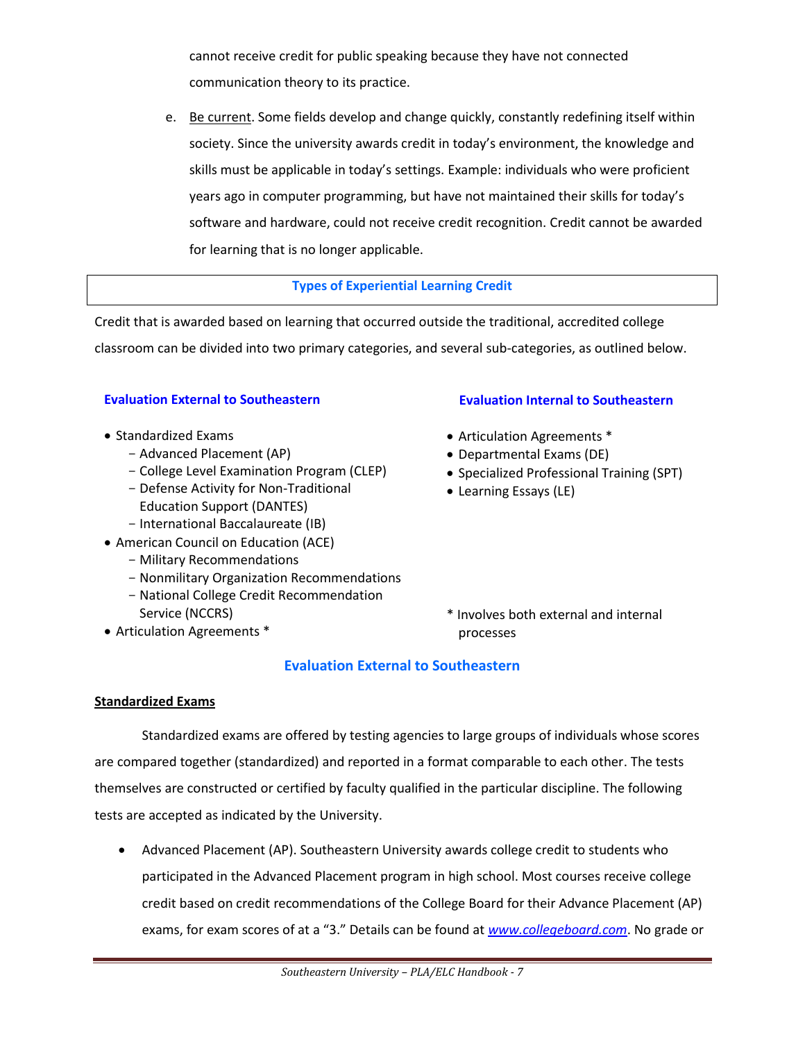cannot receive credit for public speaking because they have not connected communication theory to its practice.

e. Be current. Some fields develop and change quickly, constantly redefining itself within society. Since the university awards credit in today's environment, the knowledge and skills must be applicable in today's settings. Example: individuals who were proficient years ago in computer programming, but have not maintained their skills for today's software and hardware, could not receive credit recognition. Credit cannot be awarded for learning that is no longer applicable.

## Types of Experiential Learning Credit

Credit that is awarded based on learning that occurred outside the traditional, accredited college classroom can be divided into two primary categories, and several sub-categories, as outlined below.

**Evaluation External to Southeastern**

- Standardized Exams
  - Advanced Placement (AP)
  - College Level Examination Program (CLEP)
  - Defense Activity for Non-Traditional Education Support (DANTES)
  - International Baccalaureate (IB)
- American Council on Education (ACE)
  - Military Recommendations
  - Nonmilitary Organization Recommendations
  - National College Credit Recommendation Service (NCCRS)
- Articulation Agreements *

**Evaluation Internal to Southeastern**

- Articulation Agreements *
- Departmental Exams (DE)
- Specialized Professional Training (SPT)
- Learning Essays (LE)

\* Involves both external and internal processes

## Evaluation External to Southeastern

### Standardized Exams

Standardized exams are offered by testing agencies to large groups of individuals whose scores are compared together (standardized) and reported in a format comparable to each other. The tests themselves are constructed or certified by faculty qualified in the particular discipline. The following tests are accepted as indicated by the University.

- Advanced Placement (AP). Southeastern University awards college credit to students who participated in the Advanced Placement program in high school. Most courses receive college credit based on credit recommendations of the College Board for their Advance Placement (AP) exams, for exam scores of at a "3." Details can be found at *www.collegeboard.com*. No grade or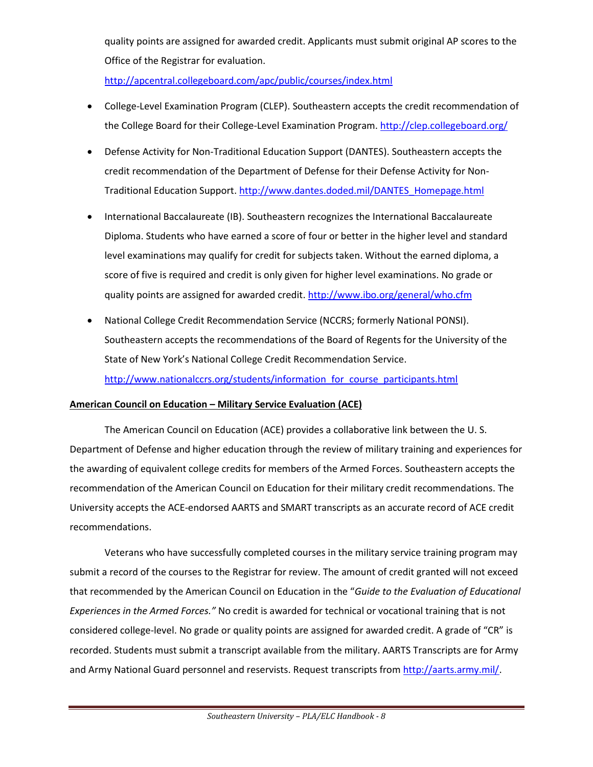quality points are assigned for awarded credit. Applicants must submit original AP scores to the Office of the Registrar for evaluation. http://apcentral.collegeboard.com/apc/public/courses/index.html

- College-Level Examination Program (CLEP). Southeastern accepts the credit recommendation of the College Board for their College-Level Examination Program. http://clep.collegeboard.org/
- Defense Activity for Non-Traditional Education Support (DANTES). Southeastern accepts the credit recommendation of the Department of Defense for their Defense Activity for Non-Traditional Education Support. http://www.dantes.doded.mil/DANTES_Homepage.html
- International Baccalaureate (IB). Southeastern recognizes the International Baccalaureate Diploma. Students who have earned a score of four or better in the higher level and standard level examinations may qualify for credit for subjects taken. Without the earned diploma, a score of five is required and credit is only given for higher level examinations. No grade or quality points are assigned for awarded credit. http://www.ibo.org/general/who.cfm
- National College Credit Recommendation Service (NCCRS; formerly National PONSI). Southeastern accepts the recommendations of the Board of Regents for the University of the State of New York's National College Credit Recommendation Service. http://www.nationalccrs.org/students/information_for_course_participants.html

**American Council on Education – Military Service Evaluation (ACE)**

The American Council on Education (ACE) provides a collaborative link between the U. S. Department of Defense and higher education through the review of military training and experiences for the awarding of equivalent college credits for members of the Armed Forces. Southeastern accepts the recommendation of the American Council on Education for their military credit recommendations. The University accepts the ACE-endorsed AARTS and SMART transcripts as an accurate record of ACE credit recommendations.

Veterans who have successfully completed courses in the military service training program may submit a record of the courses to the Registrar for review. The amount of credit granted will not exceed that recommended by the American Council on Education in the "*Guide to the Evaluation of Educational Experiences in the Armed Forces.*" No credit is awarded for technical or vocational training that is not considered college-level. No grade or quality points are assigned for awarded credit. A grade of "CR" is recorded. Students must submit a transcript available from the military. AARTS Transcripts are for Army and Army National Guard personnel and reservists. Request transcripts from http://aarts.army.mil/.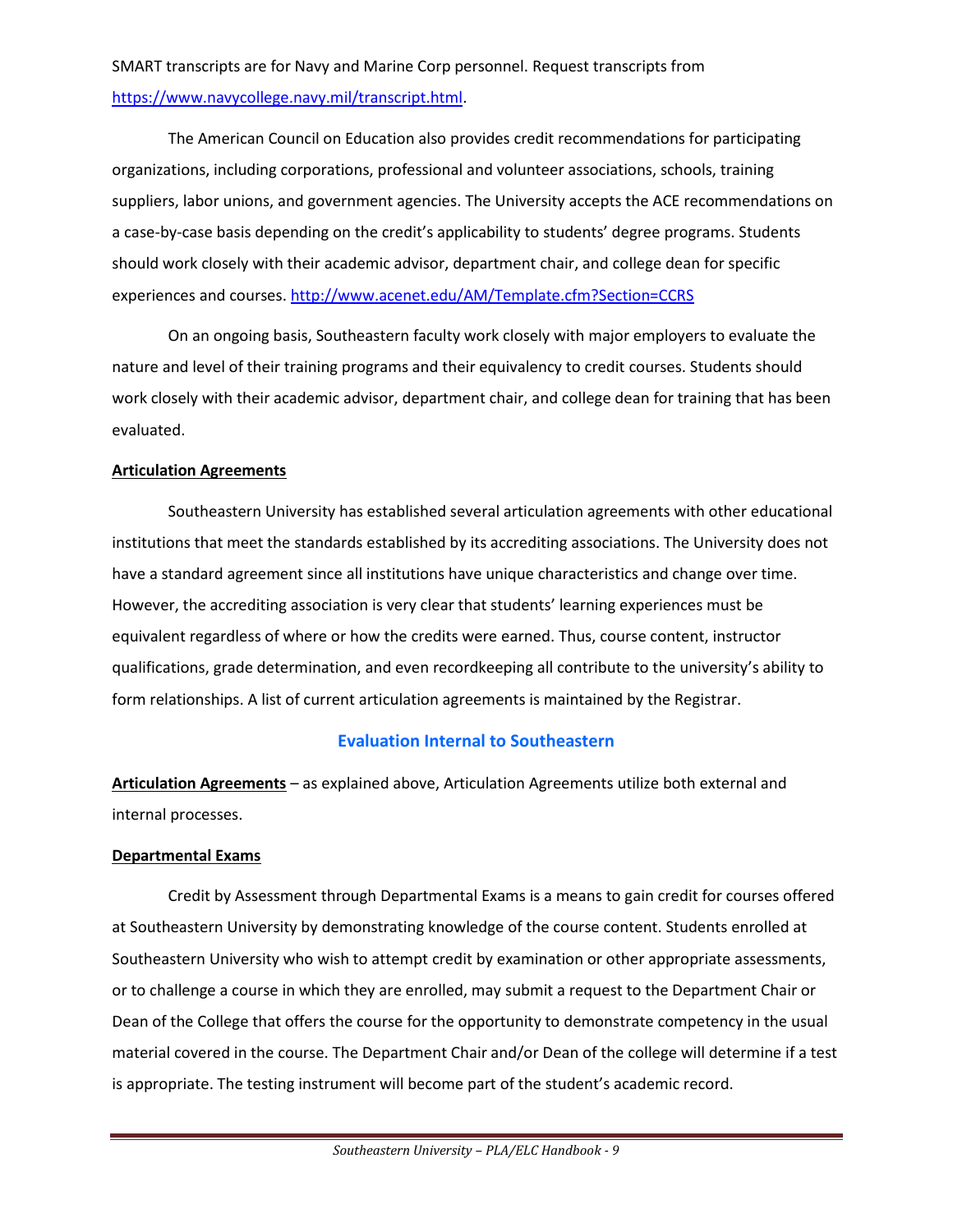SMART transcripts are for Navy and Marine Corp personnel. Request transcripts from https://www.navycollege.navy.mil/transcript.html.

The American Council on Education also provides credit recommendations for participating organizations, including corporations, professional and volunteer associations, schools, training suppliers, labor unions, and government agencies. The University accepts the ACE recommendations on a case-by-case basis depending on the credit's applicability to students' degree programs. Students should work closely with their academic advisor, department chair, and college dean for specific experiences and courses. http://www.acenet.edu/AM/Template.cfm?Section=CCRS

On an ongoing basis, Southeastern faculty work closely with major employers to evaluate the nature and level of their training programs and their equivalency to credit courses. Students should work closely with their academic advisor, department chair, and college dean for training that has been evaluated.

**Articulation Agreements**

Southeastern University has established several articulation agreements with other educational institutions that meet the standards established by its accrediting associations. The University does not have a standard agreement since all institutions have unique characteristics and change over time. However, the accrediting association is very clear that students' learning experiences must be equivalent regardless of where or how the credits were earned. Thus, course content, instructor qualifications, grade determination, and even recordkeeping all contribute to the university's ability to form relationships. A list of current articulation agreements is maintained by the Registrar.

## Evaluation Internal to Southeastern

**Articulation Agreements** – as explained above, Articulation Agreements utilize both external and internal processes.

**Departmental Exams**

Credit by Assessment through Departmental Exams is a means to gain credit for courses offered at Southeastern University by demonstrating knowledge of the course content. Students enrolled at Southeastern University who wish to attempt credit by examination or other appropriate assessments, or to challenge a course in which they are enrolled, may submit a request to the Department Chair or Dean of the College that offers the course for the opportunity to demonstrate competency in the usual material covered in the course. The Department Chair and/or Dean of the college will determine if a test is appropriate. The testing instrument will become part of the student's academic record.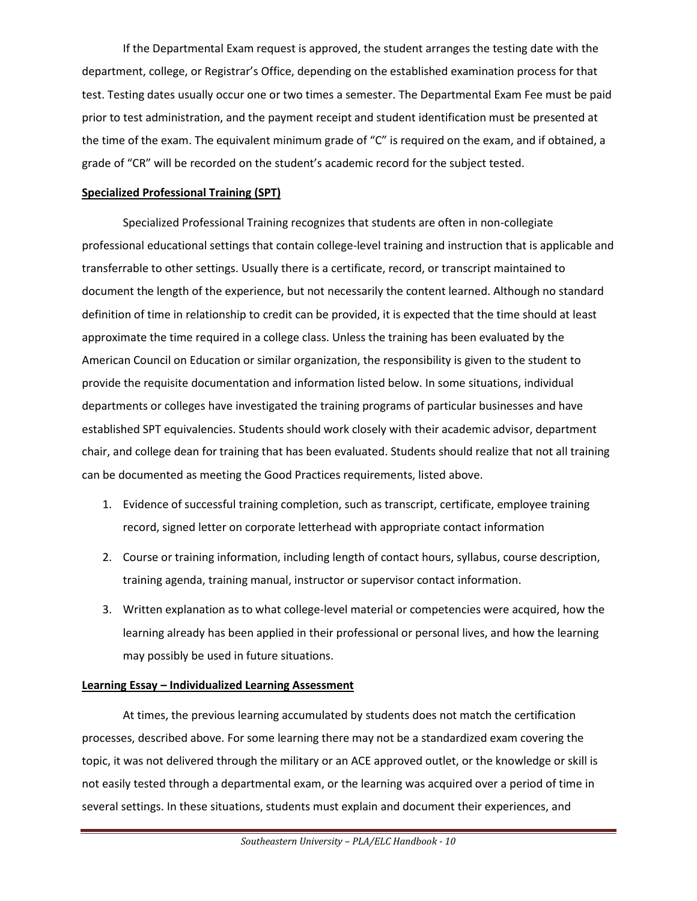If the Departmental Exam request is approved, the student arranges the testing date with the department, college, or Registrar's Office, depending on the established examination process for that test. Testing dates usually occur one or two times a semester. The Departmental Exam Fee must be paid prior to test administration, and the payment receipt and student identification must be presented at the time of the exam. The equivalent minimum grade of "C" is required on the exam, and if obtained, a grade of "CR" will be recorded on the student's academic record for the subject tested.

**Specialized Professional Training (SPT)**

Specialized Professional Training recognizes that students are often in non-collegiate professional educational settings that contain college-level training and instruction that is applicable and transferrable to other settings. Usually there is a certificate, record, or transcript maintained to document the length of the experience, but not necessarily the content learned. Although no standard definition of time in relationship to credit can be provided, it is expected that the time should at least approximate the time required in a college class. Unless the training has been evaluated by the American Council on Education or similar organization, the responsibility is given to the student to provide the requisite documentation and information listed below. In some situations, individual departments or colleges have investigated the training programs of particular businesses and have established SPT equivalencies. Students should work closely with their academic advisor, department chair, and college dean for training that has been evaluated. Students should realize that not all training can be documented as meeting the Good Practices requirements, listed above.

1. Evidence of successful training completion, such as transcript, certificate, employee training record, signed letter on corporate letterhead with appropriate contact information
2. Course or training information, including length of contact hours, syllabus, course description, training agenda, training manual, instructor or supervisor contact information.
3. Written explanation as to what college-level material or competencies were acquired, how the learning already has been applied in their professional or personal lives, and how the learning may possibly be used in future situations.

**Learning Essay – Individualized Learning Assessment**

At times, the previous learning accumulated by students does not match the certification processes, described above. For some learning there may not be a standardized exam covering the topic, it was not delivered through the military or an ACE approved outlet, or the knowledge or skill is not easily tested through a departmental exam, or the learning was acquired over a period of time in several settings. In these situations, students must explain and document their experiences, and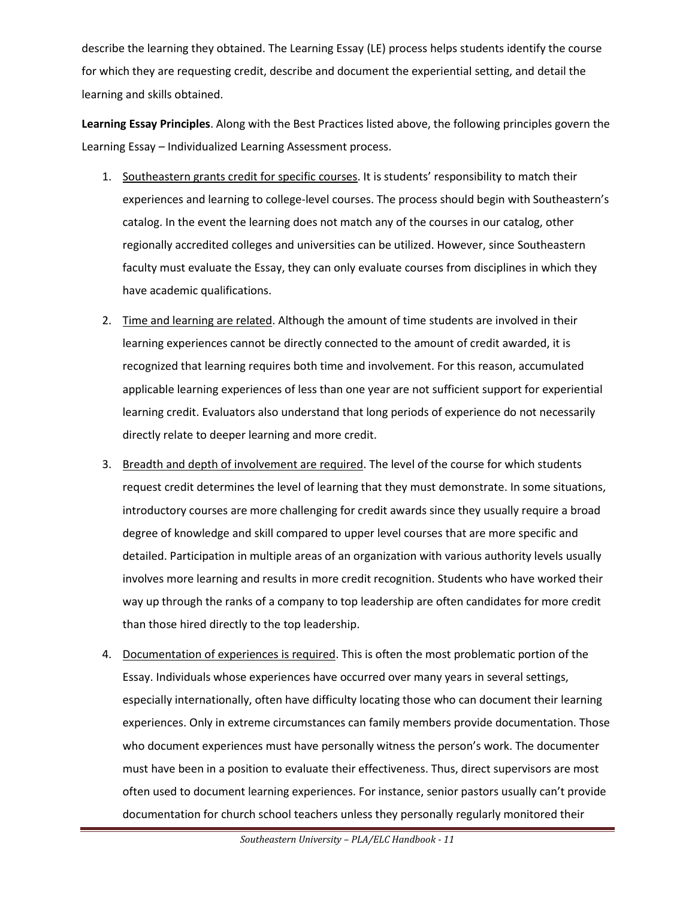describe the learning they obtained. The Learning Essay (LE) process helps students identify the course for which they are requesting credit, describe and document the experiential setting, and detail the learning and skills obtained.

**Learning Essay Principles**. Along with the Best Practices listed above, the following principles govern the Learning Essay – Individualized Learning Assessment process.

1. Southeastern grants credit for specific courses. It is students' responsibility to match their experiences and learning to college-level courses. The process should begin with Southeastern's catalog. In the event the learning does not match any of the courses in our catalog, other regionally accredited colleges and universities can be utilized. However, since Southeastern faculty must evaluate the Essay, they can only evaluate courses from disciplines in which they have academic qualifications.

2. Time and learning are related. Although the amount of time students are involved in their learning experiences cannot be directly connected to the amount of credit awarded, it is recognized that learning requires both time and involvement. For this reason, accumulated applicable learning experiences of less than one year are not sufficient support for experiential learning credit. Evaluators also understand that long periods of experience do not necessarily directly relate to deeper learning and more credit.

3. Breadth and depth of involvement are required. The level of the course for which students request credit determines the level of learning that they must demonstrate. In some situations, introductory courses are more challenging for credit awards since they usually require a broad degree of knowledge and skill compared to upper level courses that are more specific and detailed. Participation in multiple areas of an organization with various authority levels usually involves more learning and results in more credit recognition. Students who have worked their way up through the ranks of a company to top leadership are often candidates for more credit than those hired directly to the top leadership.

4. Documentation of experiences is required. This is often the most problematic portion of the Essay. Individuals whose experiences have occurred over many years in several settings, especially internationally, often have difficulty locating those who can document their learning experiences. Only in extreme circumstances can family members provide documentation. Those who document experiences must have personally witness the person's work. The documenter must have been in a position to evaluate their effectiveness. Thus, direct supervisors are most often used to document learning experiences. For instance, senior pastors usually can't provide documentation for church school teachers unless they personally regularly monitored their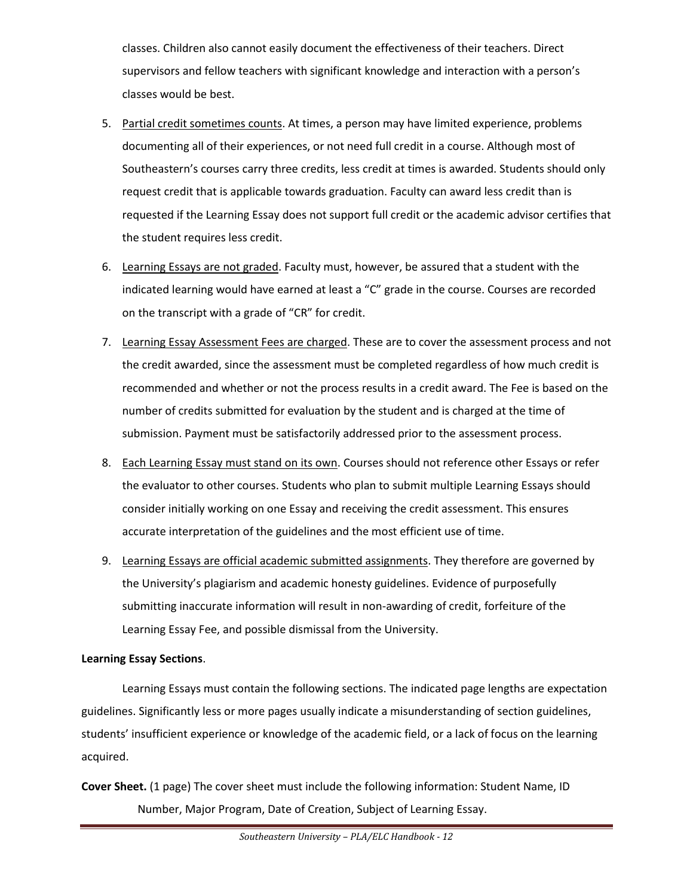classes. Children also cannot easily document the effectiveness of their teachers. Direct supervisors and fellow teachers with significant knowledge and interaction with a person's classes would be best.

5. Partial credit sometimes counts. At times, a person may have limited experience, problems documenting all of their experiences, or not need full credit in a course. Although most of Southeastern's courses carry three credits, less credit at times is awarded. Students should only request credit that is applicable towards graduation. Faculty can award less credit than is requested if the Learning Essay does not support full credit or the academic advisor certifies that the student requires less credit.

6. Learning Essays are not graded. Faculty must, however, be assured that a student with the indicated learning would have earned at least a "C" grade in the course. Courses are recorded on the transcript with a grade of "CR" for credit.

7. Learning Essay Assessment Fees are charged. These are to cover the assessment process and not the credit awarded, since the assessment must be completed regardless of how much credit is recommended and whether or not the process results in a credit award. The Fee is based on the number of credits submitted for evaluation by the student and is charged at the time of submission. Payment must be satisfactorily addressed prior to the assessment process.

8. Each Learning Essay must stand on its own. Courses should not reference other Essays or refer the evaluator to other courses. Students who plan to submit multiple Learning Essays should consider initially working on one Essay and receiving the credit assessment. This ensures accurate interpretation of the guidelines and the most efficient use of time.

9. Learning Essays are official academic submitted assignments. They therefore are governed by the University's plagiarism and academic honesty guidelines. Evidence of purposefully submitting inaccurate information will result in non-awarding of credit, forfeiture of the Learning Essay Fee, and possible dismissal from the University.

**Learning Essay Sections**.

Learning Essays must contain the following sections. The indicated page lengths are expectation guidelines. Significantly less or more pages usually indicate a misunderstanding of section guidelines, students' insufficient experience or knowledge of the academic field, or a lack of focus on the learning acquired.

**Cover Sheet.** (1 page) The cover sheet must include the following information: Student Name, ID Number, Major Program, Date of Creation, Subject of Learning Essay.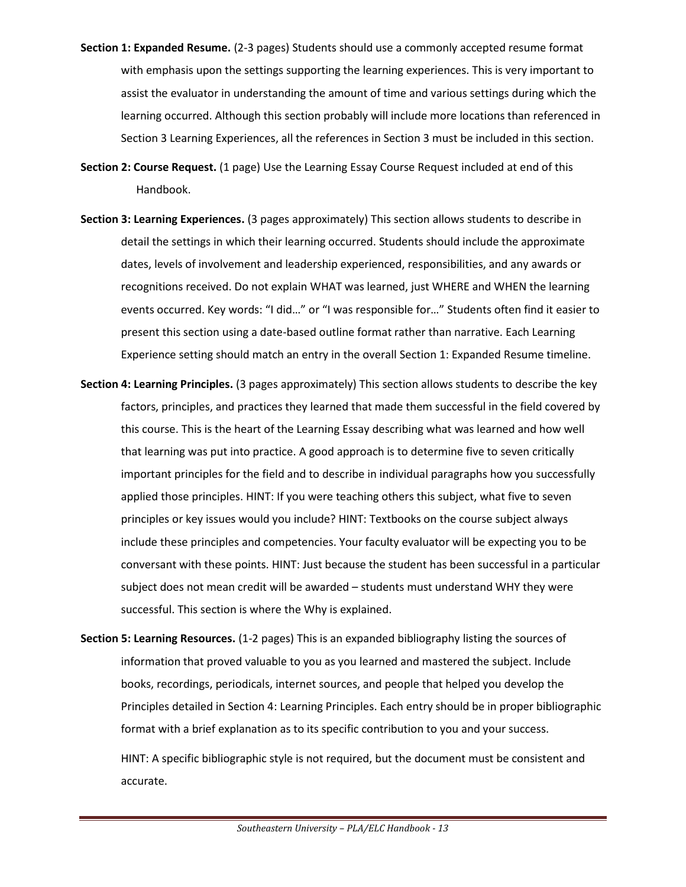**Section 1: Expanded Resume.** (2-3 pages) Students should use a commonly accepted resume format with emphasis upon the settings supporting the learning experiences. This is very important to assist the evaluator in understanding the amount of time and various settings during which the learning occurred. Although this section probably will include more locations than referenced in Section 3 Learning Experiences, all the references in Section 3 must be included in this section.

**Section 2: Course Request.** (1 page) Use the Learning Essay Course Request included at end of this Handbook.

**Section 3: Learning Experiences.** (3 pages approximately) This section allows students to describe in detail the settings in which their learning occurred. Students should include the approximate dates, levels of involvement and leadership experienced, responsibilities, and any awards or recognitions received. Do not explain WHAT was learned, just WHERE and WHEN the learning events occurred. Key words: "I did…" or "I was responsible for…" Students often find it easier to present this section using a date-based outline format rather than narrative. Each Learning Experience setting should match an entry in the overall Section 1: Expanded Resume timeline.

**Section 4: Learning Principles.** (3 pages approximately) This section allows students to describe the key factors, principles, and practices they learned that made them successful in the field covered by this course. This is the heart of the Learning Essay describing what was learned and how well that learning was put into practice. A good approach is to determine five to seven critically important principles for the field and to describe in individual paragraphs how you successfully applied those principles. HINT: If you were teaching others this subject, what five to seven principles or key issues would you include? HINT: Textbooks on the course subject always include these principles and competencies. Your faculty evaluator will be expecting you to be conversant with these points. HINT: Just because the student has been successful in a particular subject does not mean credit will be awarded – students must understand WHY they were successful. This section is where the Why is explained.

**Section 5: Learning Resources.** (1-2 pages) This is an expanded bibliography listing the sources of information that proved valuable to you as you learned and mastered the subject. Include books, recordings, periodicals, internet sources, and people that helped you develop the Principles detailed in Section 4: Learning Principles. Each entry should be in proper bibliographic format with a brief explanation as to its specific contribution to you and your success.

HINT: A specific bibliographic style is not required, but the document must be consistent and accurate.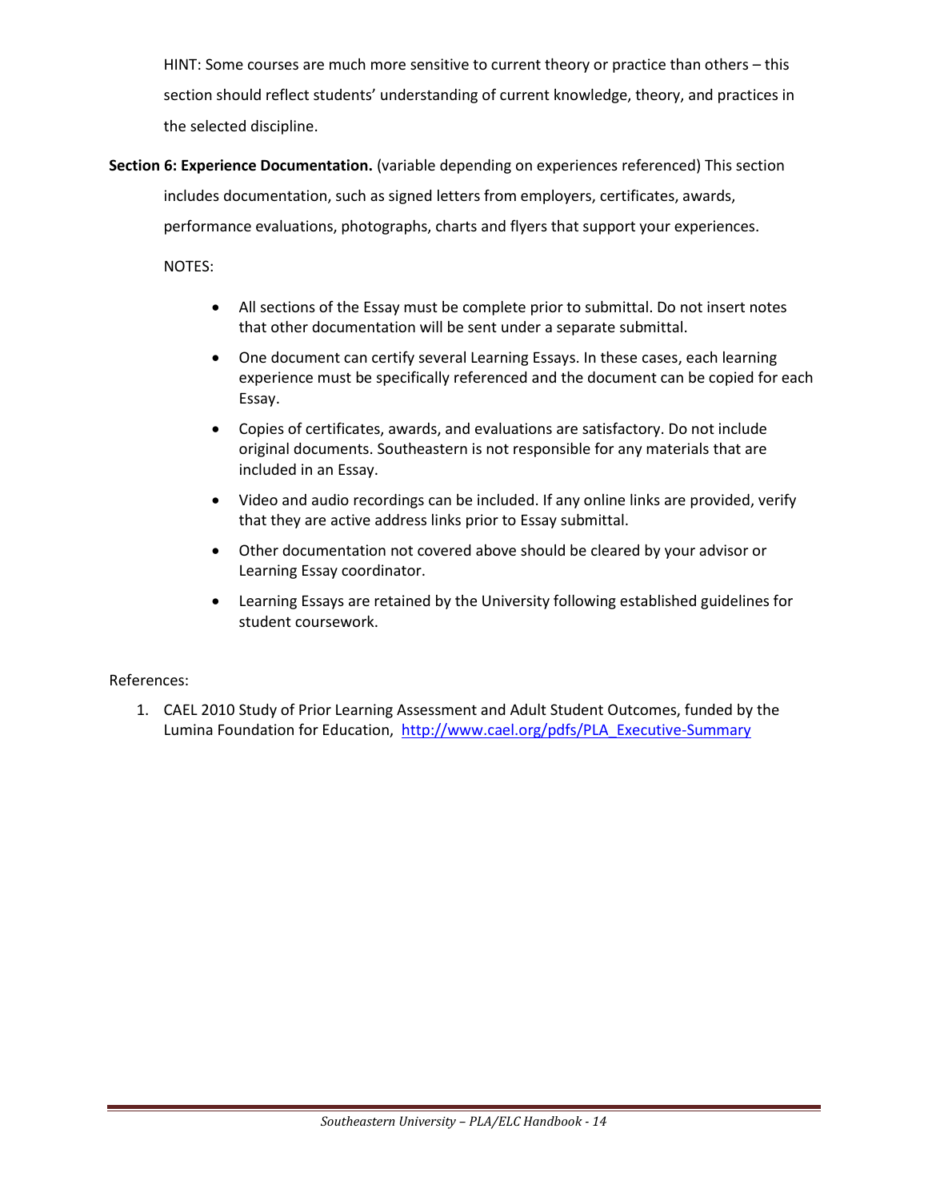HINT: Some courses are much more sensitive to current theory or practice than others – this section should reflect students' understanding of current knowledge, theory, and practices in the selected discipline.

**Section 6: Experience Documentation.** (variable depending on experiences referenced) This section includes documentation, such as signed letters from employers, certificates, awards, performance evaluations, photographs, charts and flyers that support your experiences.

NOTES:

- All sections of the Essay must be complete prior to submittal. Do not insert notes that other documentation will be sent under a separate submittal.
- One document can certify several Learning Essays. In these cases, each learning experience must be specifically referenced and the document can be copied for each Essay.
- Copies of certificates, awards, and evaluations are satisfactory. Do not include original documents. Southeastern is not responsible for any materials that are included in an Essay.
- Video and audio recordings can be included. If any online links are provided, verify that they are active address links prior to Essay submittal.
- Other documentation not covered above should be cleared by your advisor or Learning Essay coordinator.
- Learning Essays are retained by the University following established guidelines for student coursework.

References:

1. CAEL 2010 Study of Prior Learning Assessment and Adult Student Outcomes, funded by the Lumina Foundation for Education, http://www.cael.org/pdfs/PLA_Executive-Summary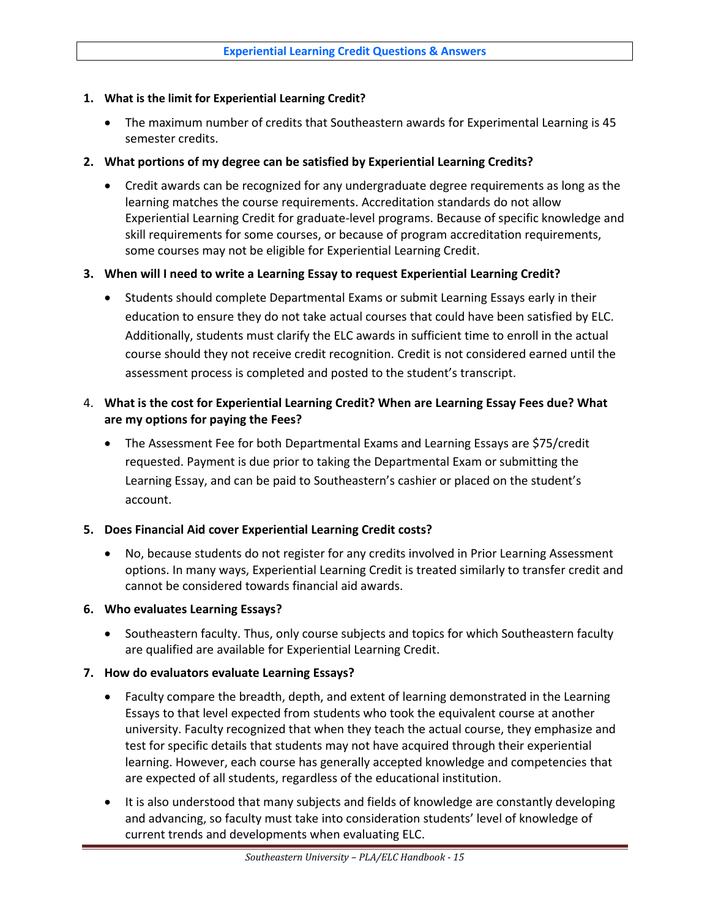## Experiential Learning Credit Questions & Answers

1. **What is the limit for Experiential Learning Credit?**
   - The maximum number of credits that Southeastern awards for Experimental Learning is 45 semester credits.

2. **What portions of my degree can be satisfied by Experiential Learning Credits?**
   - Credit awards can be recognized for any undergraduate degree requirements as long as the learning matches the course requirements. Accreditation standards do not allow Experiential Learning Credit for graduate-level programs. Because of specific knowledge and skill requirements for some courses, or because of program accreditation requirements, some courses may not be eligible for Experiential Learning Credit.

3. **When will I need to write a Learning Essay to request Experiential Learning Credit?**
   - Students should complete Departmental Exams or submit Learning Essays early in their education to ensure they do not take actual courses that could have been satisfied by ELC. Additionally, students must clarify the ELC awards in sufficient time to enroll in the actual course should they not receive credit recognition. Credit is not considered earned until the assessment process is completed and posted to the student's transcript.

4. **What is the cost for Experiential Learning Credit? When are Learning Essay Fees due? What are my options for paying the Fees?**
   - The Assessment Fee for both Departmental Exams and Learning Essays are $75/credit requested. Payment is due prior to taking the Departmental Exam or submitting the Learning Essay, and can be paid to Southeastern's cashier or placed on the student's account.

5. **Does Financial Aid cover Experiential Learning Credit costs?**
   - No, because students do not register for any credits involved in Prior Learning Assessment options. In many ways, Experiential Learning Credit is treated similarly to transfer credit and cannot be considered towards financial aid awards.

6. **Who evaluates Learning Essays?**
   - Southeastern faculty. Thus, only course subjects and topics for which Southeastern faculty are qualified are available for Experiential Learning Credit.

7. **How do evaluators evaluate Learning Essays?**
   - Faculty compare the breadth, depth, and extent of learning demonstrated in the Learning Essays to that level expected from students who took the equivalent course at another university. Faculty recognized that when they teach the actual course, they emphasize and test for specific details that students may not have acquired through their experiential learning. However, each course has generally accepted knowledge and competencies that are expected of all students, regardless of the educational institution.
   - It is also understood that many subjects and fields of knowledge are constantly developing and advancing, so faculty must take into consideration students' level of knowledge of current trends and developments when evaluating ELC.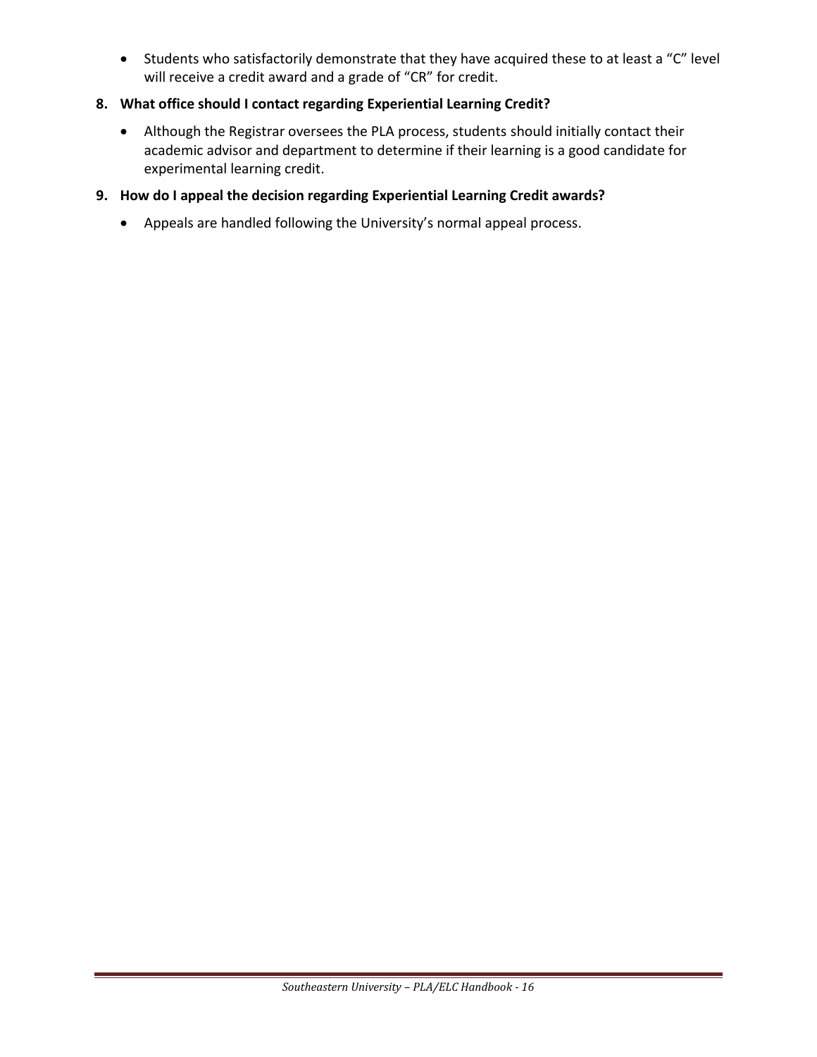- Students who satisfactorily demonstrate that they have acquired these to at least a "C" level will receive a credit award and a grade of "CR" for credit.

**8. What office should I contact regarding Experiential Learning Credit?**

- Although the Registrar oversees the PLA process, students should initially contact their academic advisor and department to determine if their learning is a good candidate for experimental learning credit.

**9. How do I appeal the decision regarding Experiential Learning Credit awards?**

- Appeals are handled following the University's normal appeal process.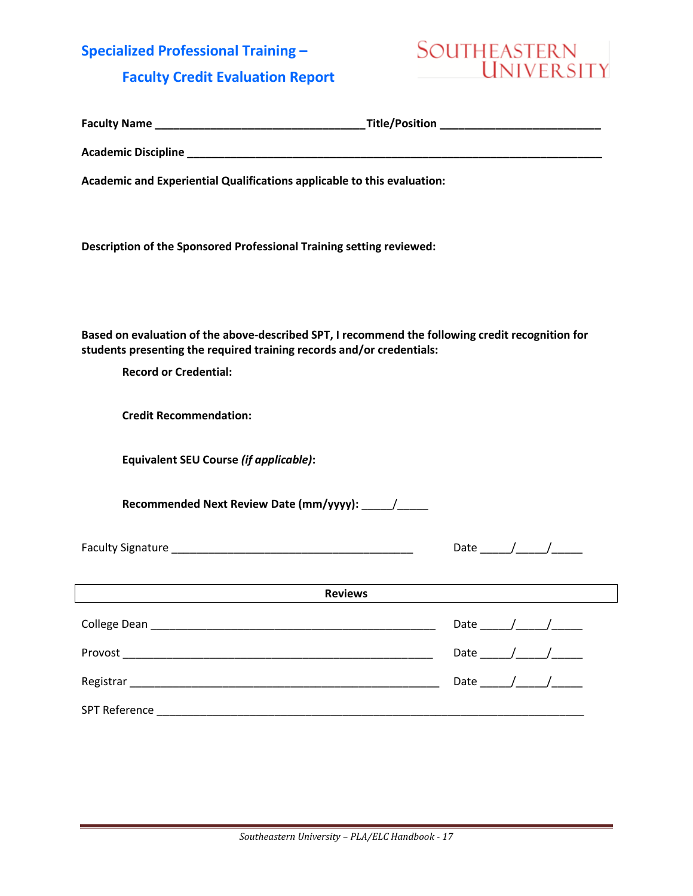# Specialized Professional Training – Faculty Credit Evaluation Report

SOUTHEASTERN UNIVERSITY

**Faculty Name** ________________________________ **Title/Position** ________________________

**Academic Discipline** ______________________________________________________________

**Academic and Experiential Qualifications applicable to this evaluation:**

**Description of the Sponsored Professional Training setting reviewed:**

**Based on evaluation of the above-described SPT, I recommend the following credit recognition for students presenting the required training records and/or credentials:**

**Record or Credential:**

**Credit Recommendation:**

**Equivalent SEU Course *(if applicable)*:**

**Recommended Next Review Date (mm/yyyy):** _____/_____

Faculty Signature ________________________________________ Date _____/_____/_____

**Reviews**

College Dean ________________________________________________ Date _____/_____/_____

Provost ____________________________________________________ Date _____/_____/_____

Registrar ___________________________________________________ Date _____/_____/_____

SPT Reference _________________________________________________________________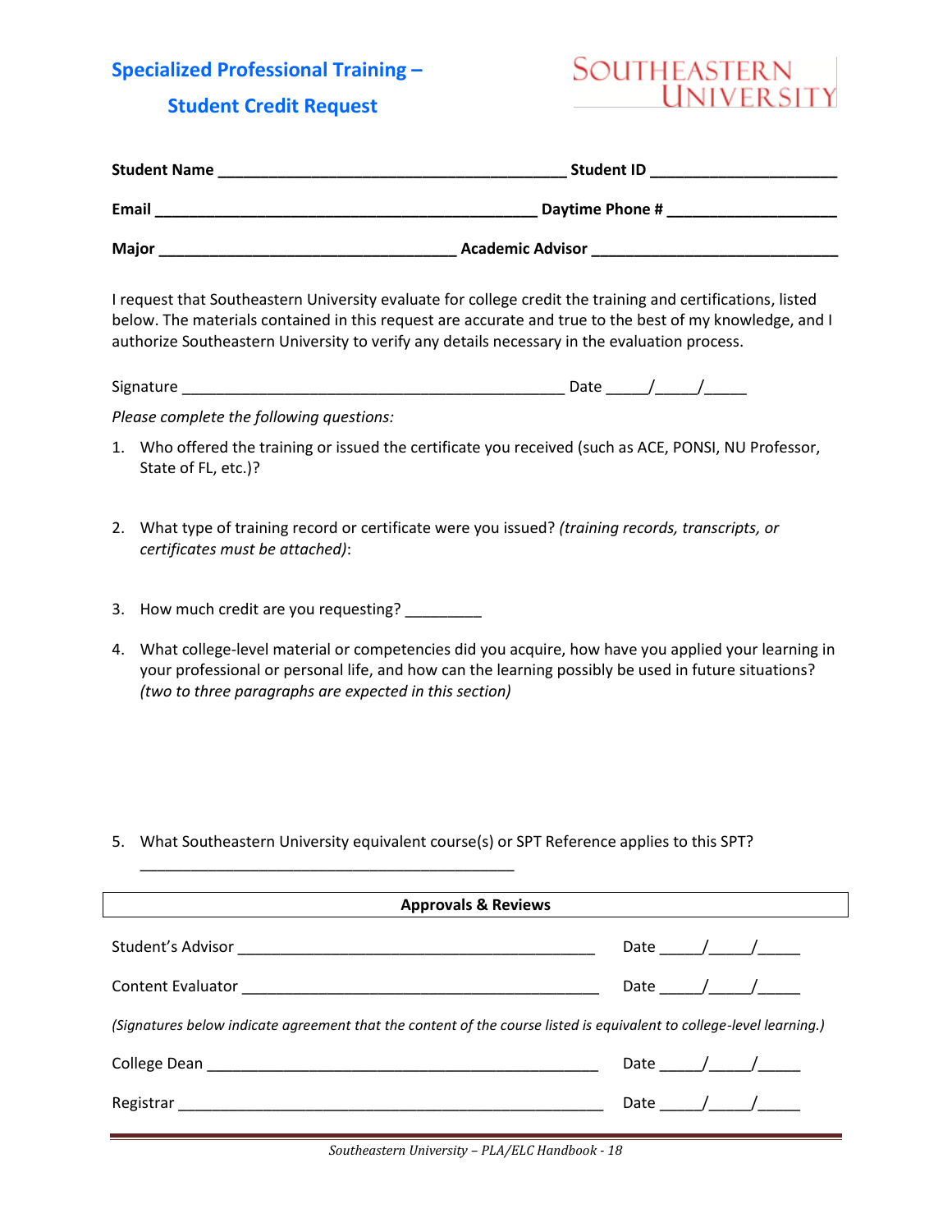## Specialized Professional Training – Student Credit Request

SOUTHEASTERN UNIVERSITY

**Student Name** ________________________________________ **Student ID** ____________________

**Email** ____________________________________________ **Daytime Phone #** __________________

**Major** ___________________________________ **Academic Advisor** ____________________________

I request that Southeastern University evaluate for college credit the training and certifications, listed below. The materials contained in this request are accurate and true to the best of my knowledge, and I authorize Southeastern University to verify any details necessary in the evaluation process.

Signature _____________________________________________ Date _____/_____/_____

*Please complete the following questions:*

1. Who offered the training or issued the certificate you received (such as ACE, PONSI, NU Professor, State of FL, etc.)?

2. What type of training record or certificate were you issued? *(training records, transcripts, or certificates must be attached)*:

3. How much credit are you requesting? _________

4. What college-level material or competencies did you acquire, how have you applied your learning in your professional or personal life, and how can the learning possibly be used in future situations? *(two to three paragraphs are expected in this section)*

5. What Southeastern University equivalent course(s) or SPT Reference applies to this SPT?
   ____________________________________________

**Approvals & Reviews**

Student's Advisor ___________________________________________ Date _____/_____/_____

Content Evaluator ___________________________________________ Date _____/_____/_____

*(Signatures below indicate agreement that the content of the course listed is equivalent to college-level learning.)*

College Dean ______________________________________________ Date _____/_____/_____

Registrar _________________________________________________ Date _____/_____/_____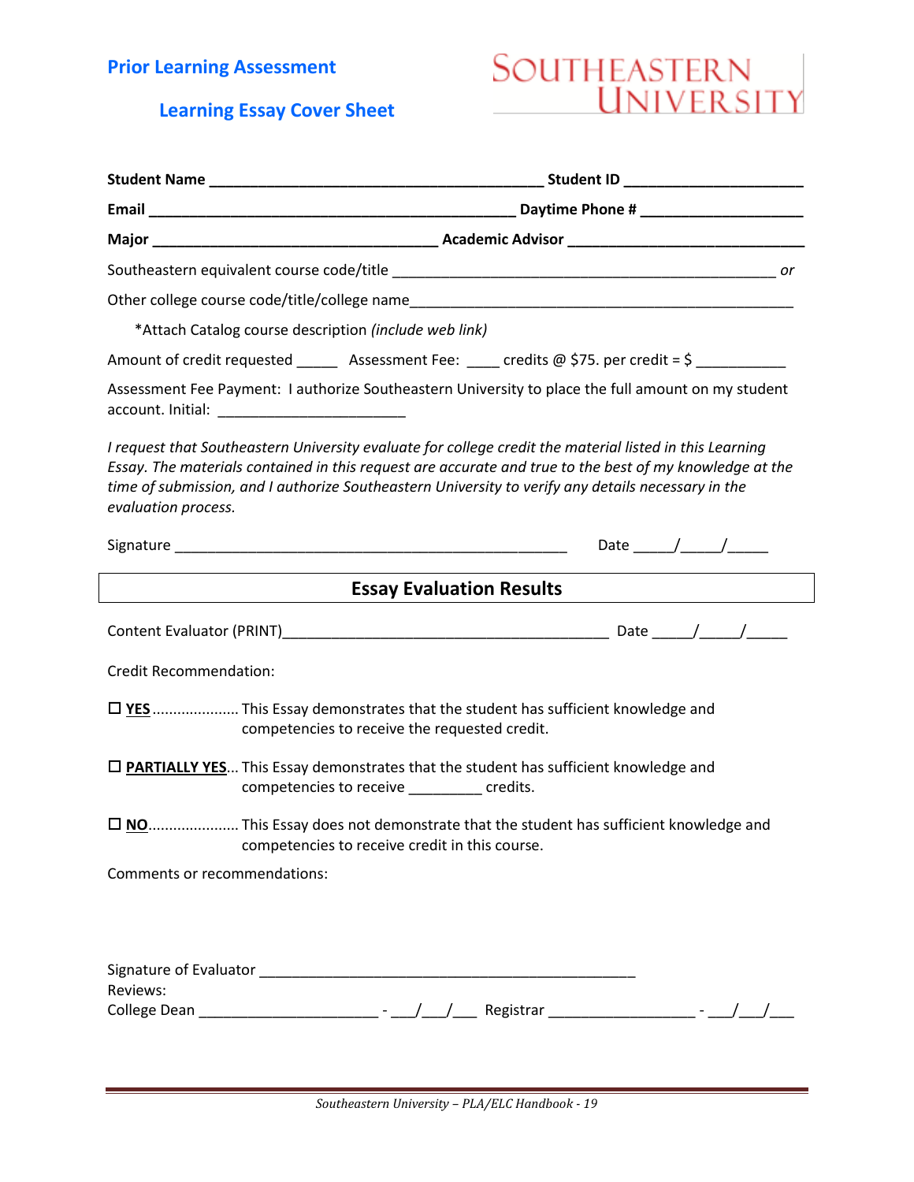## Prior Learning Assessment

## Learning Essay Cover Sheet

SOUTHEASTERN UNIVERSITY

**Student Name** _________________________________________ **Student ID** _____________________

**Email** ______________________________________________ **Daytime Phone #** ___________________

**Major** ___________________________________ **Academic Advisor** _____________________________

Southeastern equivalent course code/title _________________________________________________ *or*

Other college course code/title/college name_______________________________________________

*Attach Catalog course description *(include web link)*

Amount of credit requested _____ Assessment Fee: ____ credits @ $75. per credit = $ ___________

Assessment Fee Payment: I authorize Southeastern University to place the full amount on my student account. Initial: _______________________

*I request that Southeastern University evaluate for college credit the material listed in this Learning Essay. The materials contained in this request are accurate and true to the best of my knowledge at the time of submission, and I authorize Southeastern University to verify any details necessary in the evaluation process.*

Signature _________________________________________________ Date _____/_____/_____

### Essay Evaluation Results

Content Evaluator (PRINT)_________________________________________ Date _____/_____/_____

Credit Recommendation:

☐ **YES**.................... This Essay demonstrates that the student has sufficient knowledge and competencies to receive the requested credit.

☐ **PARTIALLY YES**... This Essay demonstrates that the student has sufficient knowledge and competencies to receive _________ credits.

☐ **NO**..................... This Essay does not demonstrate that the student has sufficient knowledge and competencies to receive credit in this course.

Comments or recommendations:

Signature of Evaluator _______________________________________________

Reviews:

College Dean ______________________ - ___/___/___ Registrar __________________ - ___/___/___